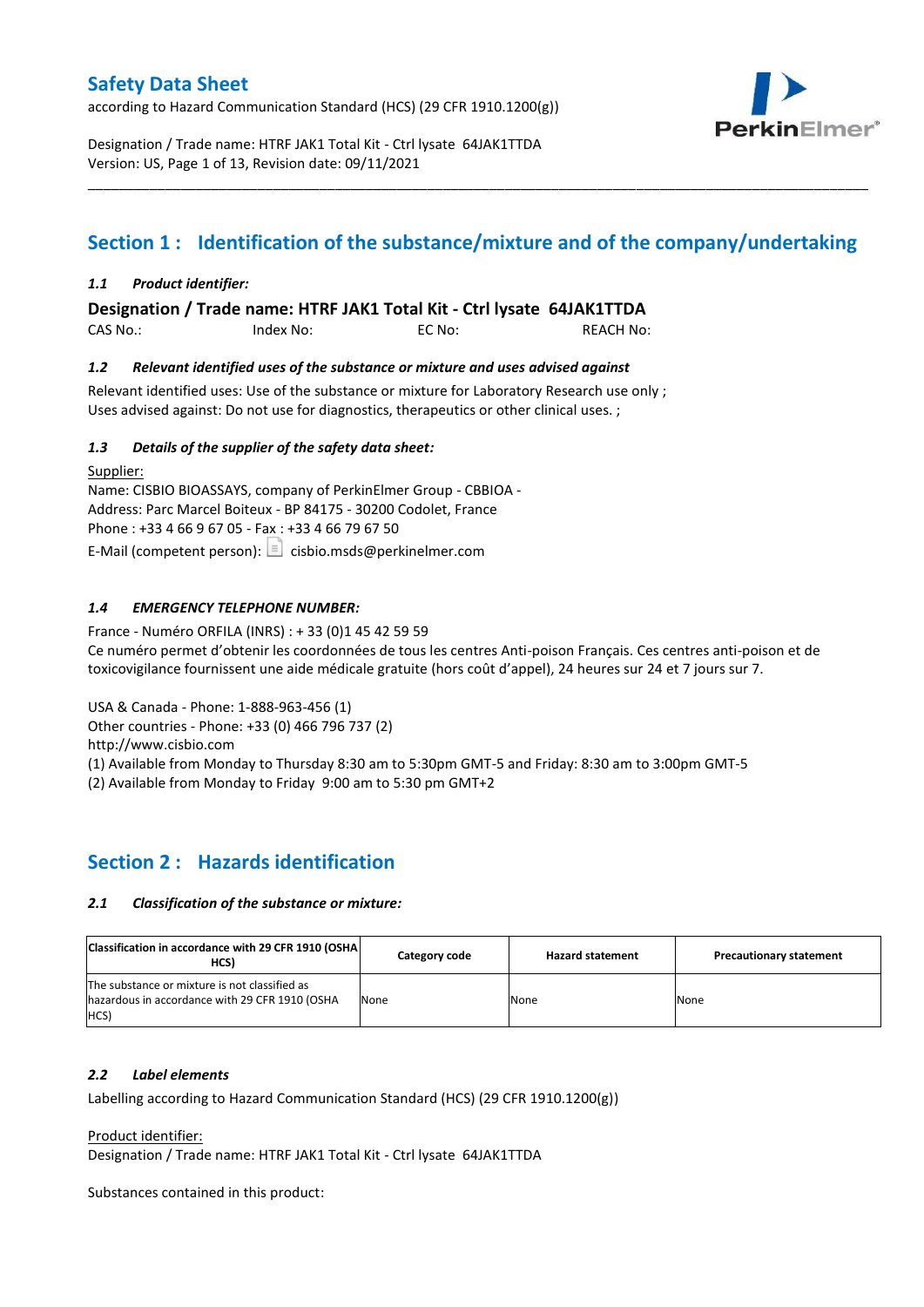# Safety Data Sheet

according to Hazard Communication Standard (HCS) (29 CFR 1910.1200(g))

Designation / Trade name: HTRF JAK1 Total Kit - Ctrl lysate 64JAK1TTDA
Version: US, Page 1 of 13, Revision date: 09/11/2021

## Section 1 : Identification of the substance/mixture and of the company/undertaking

### *1.1 Product identifier:*

**Designation / Trade name: HTRF JAK1 Total Kit - Ctrl lysate 64JAK1TTDA**

CAS No.: Index No: EC No: REACH No:

### *1.2 Relevant identified uses of the substance or mixture and uses advised against*

Relevant identified uses: Use of the substance or mixture for Laboratory Research use only ;
Uses advised against: Do not use for diagnostics, therapeutics or other clinical uses. ;

### *1.3 Details of the supplier of the safety data sheet:*

Supplier:
Name: CISBIO BIOASSAYS, company of PerkinElmer Group - CBBIOA -
Address: Parc Marcel Boiteux - BP 84175 - 30200 Codolet, France
Phone : +33 4 66 9 67 05 - Fax : +33 4 66 79 67 50
E-Mail (competent person): cisbio.msds@perkinelmer.com

### *1.4 EMERGENCY TELEPHONE NUMBER:*

France - Numéro ORFILA (INRS) : + 33 (0)1 45 42 59 59
Ce numéro permet d'obtenir les coordonnées de tous les centres Anti-poison Français. Ces centres anti-poison et de toxicovigilance fournissent une aide médicale gratuite (hors coût d'appel), 24 heures sur 24 et 7 jours sur 7.

USA & Canada - Phone: 1-888-963-456 (1)
Other countries - Phone: +33 (0) 466 796 737 (2)
http://www.cisbio.com
(1) Available from Monday to Thursday 8:30 am to 5:30pm GMT-5 and Friday: 8:30 am to 3:00pm GMT-5
(2) Available from Monday to Friday 9:00 am to 5:30 pm GMT+2

## Section 2 : Hazards identification

### *2.1 Classification of the substance or mixture:*

| Classification in accordance with 29 CFR 1910 (OSHA HCS) | Category code | Hazard statement | Precautionary statement |
|---|---|---|---|
| The substance or mixture is not classified as hazardous in accordance with 29 CFR 1910 (OSHA HCS) | None | None | None |

### *2.2 Label elements*

Labelling according to Hazard Communication Standard (HCS) (29 CFR 1910.1200(g))

Product identifier:
Designation / Trade name: HTRF JAK1 Total Kit - Ctrl lysate 64JAK1TTDA

Substances contained in this product: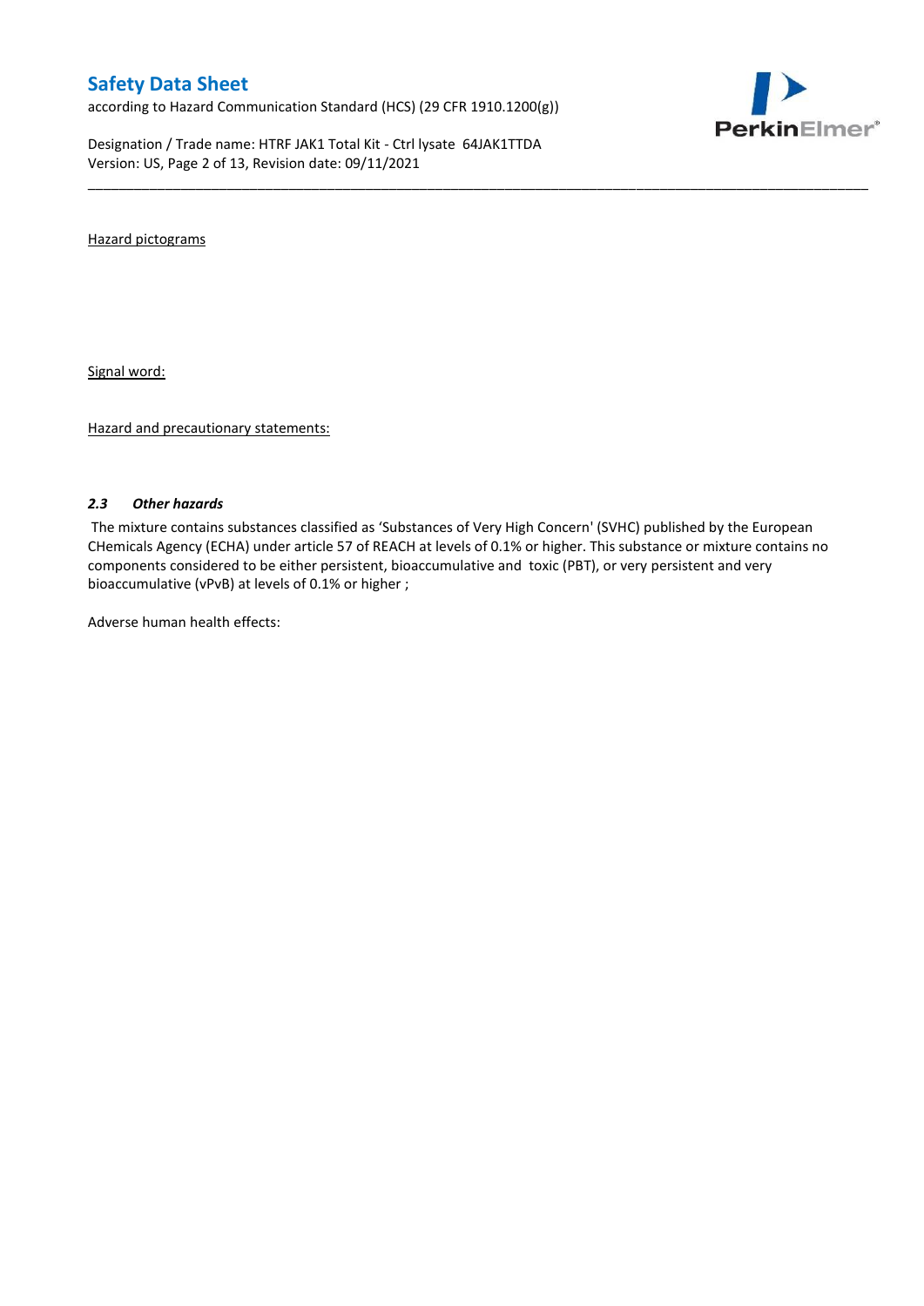Hazard pictograms

Signal word:

Hazard and precautionary statements:

### *2.3 Other hazards*

The mixture contains substances classified as 'Substances of Very High Concern' (SVHC) published by the European CHemicals Agency (ECHA) under article 57 of REACH at levels of 0.1% or higher. This substance or mixture contains no components considered to be either persistent, bioaccumulative and toxic (PBT), or very persistent and very bioaccumulative (vPvB) at levels of 0.1% or higher ;

Adverse human health effects: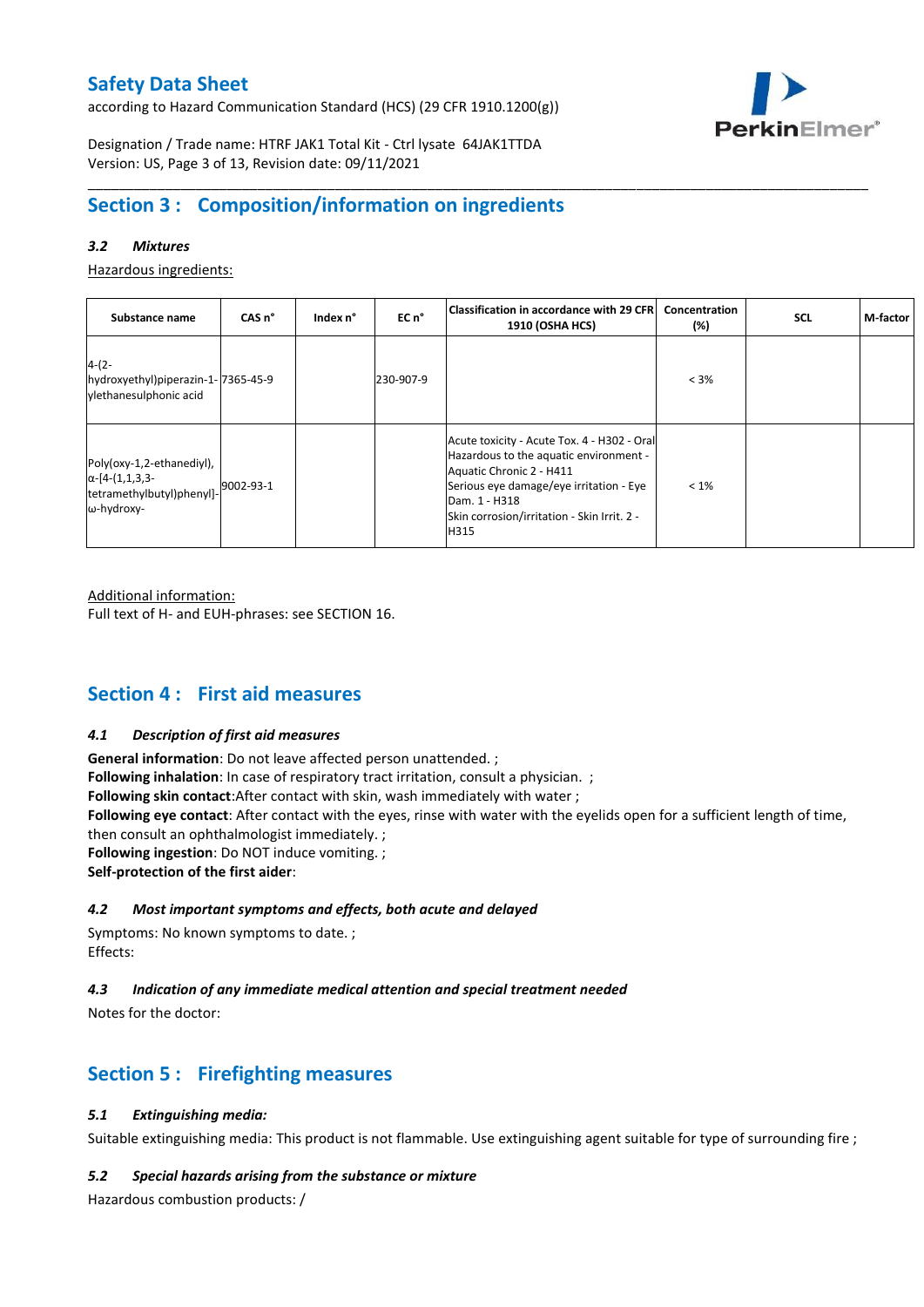## Section 3 : Composition/information on ingredients

### *3.2 Mixtures*

Hazardous ingredients:

| Substance name | CAS n° | Index n° | EC n° | Classification in accordance with 29 CFR 1910 (OSHA HCS) | Concentration (%) | SCL | M-factor |
|---|---|---|---|---|---|---|---|
| 4-(2-hydroxyethyl)piperazin-1-ylethanesulphonic acid | 7365-45-9 | | 230-907-9 | | < 3% | | |
| Poly(oxy-1,2-ethanediyl), α-[4-(1,1,3,3-tetramethylbutyl)phenyl]-ω-hydroxy- | 9002-93-1 | | | Acute toxicity - Acute Tox. 4 - H302 - Oral<br>Hazardous to the aquatic environment - Aquatic Chronic 2 - H411<br>Serious eye damage/eye irritation - Eye Dam. 1 - H318<br>Skin corrosion/irritation - Skin Irrit. 2 - H315 | < 1% | | |

Additional information:
Full text of H- and EUH-phrases: see SECTION 16.

## Section 4 : First aid measures

### *4.1 Description of first aid measures*

**General information**: Do not leave affected person unattended. ;
**Following inhalation**: In case of respiratory tract irritation, consult a physician. ;
**Following skin contact**:After contact with skin, wash immediately with water ;
**Following eye contact**: After contact with the eyes, rinse with water with the eyelids open for a sufficient length of time, then consult an ophthalmologist immediately. ;
**Following ingestion**: Do NOT induce vomiting. ;
**Self-protection of the first aider**:

### *4.2 Most important symptoms and effects, both acute and delayed*

Symptoms: No known symptoms to date. ;
Effects:

### *4.3 Indication of any immediate medical attention and special treatment needed*

Notes for the doctor:

## Section 5 : Firefighting measures

### *5.1 Extinguishing media:*

Suitable extinguishing media: This product is not flammable. Use extinguishing agent suitable for type of surrounding fire ;

### *5.2 Special hazards arising from the substance or mixture*

Hazardous combustion products: /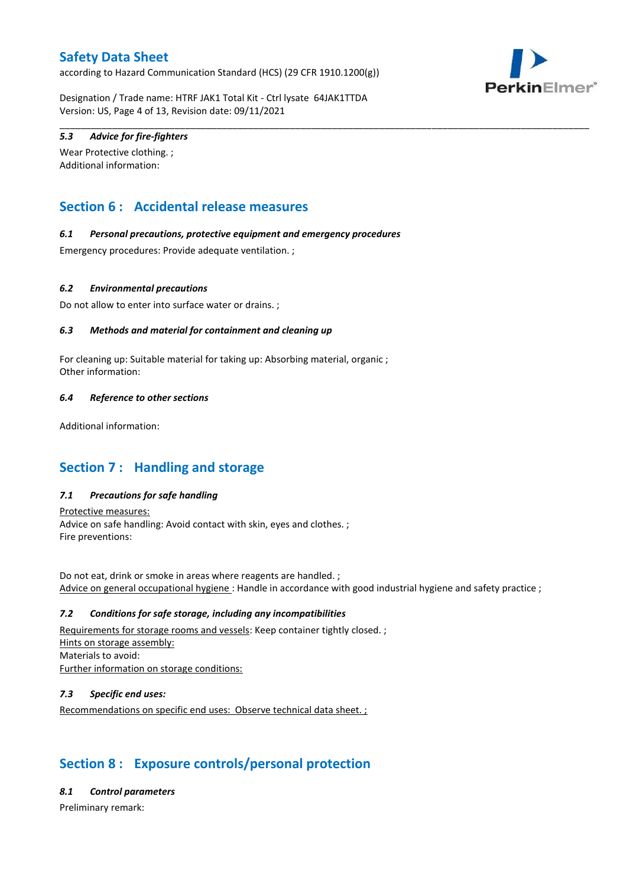### 5.3 Advice for fire-fighters

Wear Protective clothing. ;
Additional information:

## Section 6 : Accidental release measures

### 6.1 Personal precautions, protective equipment and emergency procedures

Emergency procedures: Provide adequate ventilation. ;

### 6.2 Environmental precautions

Do not allow to enter into surface water or drains. ;

### 6.3 Methods and material for containment and cleaning up

For cleaning up: Suitable material for taking up: Absorbing material, organic ;
Other information:

### 6.4 Reference to other sections

Additional information:

## Section 7 : Handling and storage

### 7.1 Precautions for safe handling

Protective measures:
Advice on safe handling: Avoid contact with skin, eyes and clothes. ;
Fire preventions:

Do not eat, drink or smoke in areas where reagents are handled. ;
Advice on general occupational hygiene : Handle in accordance with good industrial hygiene and safety practice ;

### 7.2 Conditions for safe storage, including any incompatibilities

Requirements for storage rooms and vessels: Keep container tightly closed. ;
Hints on storage assembly:
Materials to avoid:
Further information on storage conditions:

### 7.3 Specific end uses:

Recommendations on specific end uses: Observe technical data sheet. ;

## Section 8 : Exposure controls/personal protection

### 8.1 Control parameters

Preliminary remark: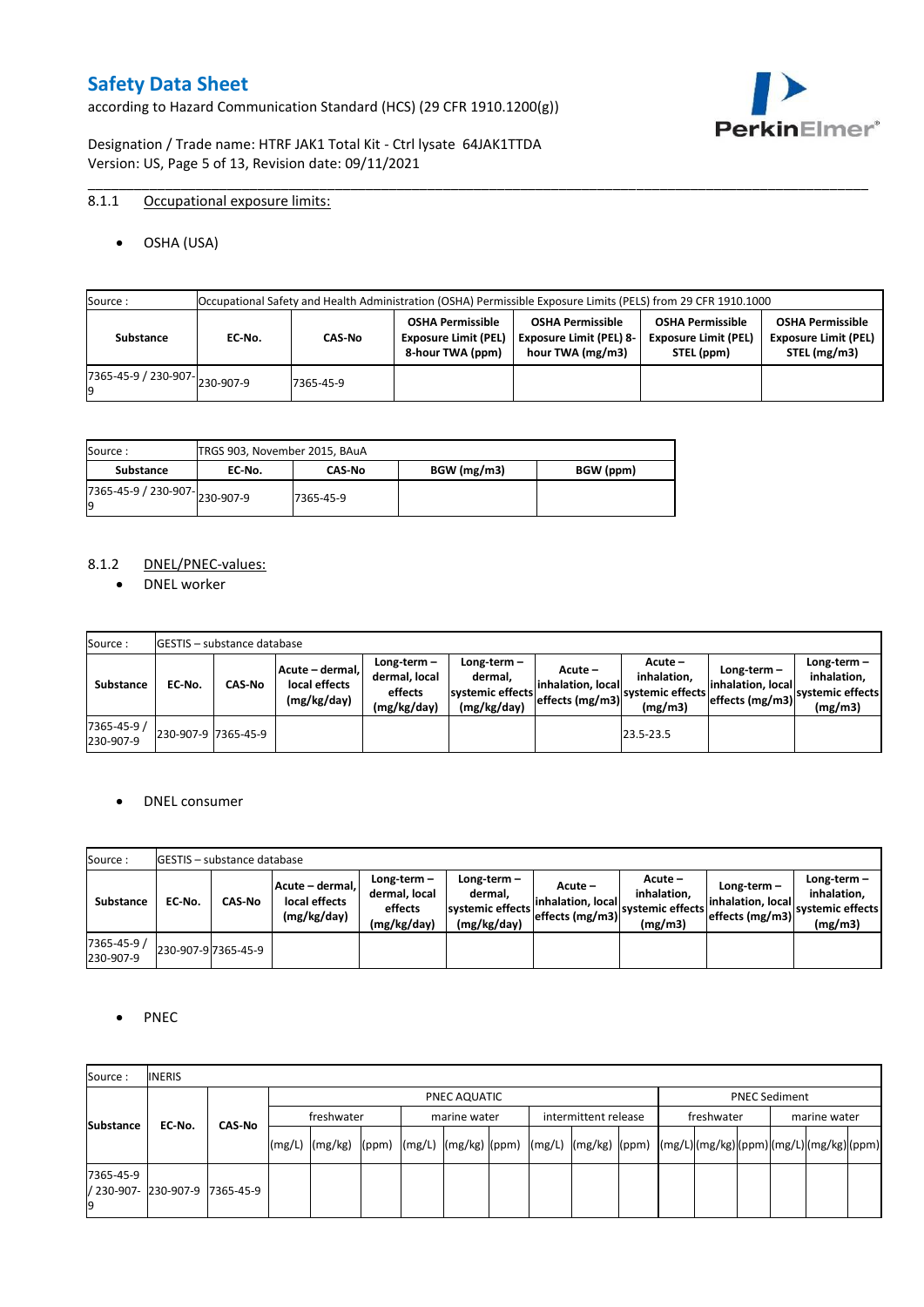### 8.1.1 Occupational exposure limits:

- OSHA (USA)

| Source : | Occupational Safety and Health Administration (OSHA) Permissible Exposure Limits (PELS) from 29 CFR 1910.1000 | | | | | |
|---|---|---|---|---|---|---|
| Substance | EC-No. | CAS-No | OSHA Permissible Exposure Limit (PEL) 8-hour TWA (ppm) | OSHA Permissible Exposure Limit (PEL) 8-hour TWA (mg/m3) | OSHA Permissible Exposure Limit (PEL) STEL (ppm) | OSHA Permissible Exposure Limit (PEL) STEL (mg/m3) |
| 7365-45-9 / 230-907-9 | 230-907-9 | 7365-45-9 | | | | |

| Source : | TRGS 903, November 2015, BAuA | | | |
|---|---|---|---|---|
| Substance | EC-No. | CAS-No | BGW (mg/m3) | BGW (ppm) |
| 7365-45-9 / 230-907-9 | 230-907-9 | 7365-45-9 | | |

### 8.1.2 DNEL/PNEC-values:

- DNEL worker

| Source : | GESTIS – substance database | | | | | | | | | |
|---|---|---|---|---|---|---|---|---|---|---|
| Substance | EC-No. | CAS-No | Acute – dermal, local effects (mg/kg/day) | Long-term – dermal, local effects (mg/kg/day) | Long-term – dermal, systemic effects (mg/kg/day) | Acute – inhalation, local effects (mg/m3) | Acute – inhalation, systemic effects (mg/m3) | Long-term – inhalation, local effects (mg/m3) | Long-term – inhalation, systemic effects (mg/m3) |
| 7365-45-9 / 230-907-9 | 230-907-9 | 7365-45-9 | | | | | 23.5-23.5 | | |

- DNEL consumer

| Source : | GESTIS – substance database | | | | | | | | |
|---|---|---|---|---|---|---|---|---|---|
| Substance | EC-No. | CAS-No | Acute – dermal, local effects (mg/kg/day) | Long-term – dermal, local effects (mg/kg/day) | Long-term – dermal, systemic effects (mg/kg/day) | Acute – inhalation, local effects (mg/m3) | Acute – inhalation, systemic effects (mg/m3) | Long-term – inhalation, local effects (mg/m3) | Long-term – inhalation, systemic effects (mg/m3) |
| 7365-45-9 / 230-907-9 | 230-907-9 | 7365-45-9 | | | | | | | |

- PNEC

| Source : | INERIS | | | | | | | | | | | | | | | | | |
|---|---|---|---|---|---|---|---|---|---|---|---|---|---|---|---|---|---|---|
| Substance | EC-No. | CAS-No | PNEC AQUATIC | | | | | | | | | PNEC Sediment | | | | | |
| | | | freshwater | | | marine water | | | intermittent release | | | freshwater | | | marine water | | |
| | | | (mg/L) | (mg/kg) | (ppm) | (mg/L) | (mg/kg) | (ppm) | (mg/L) | (mg/kg) | (ppm) | (mg/L) | (mg/kg) | (ppm) | (mg/L) | (mg/kg) | (ppm) |
| 7365-45-9 / 230-907-9 | 230-907-9 | 7365-45-9 | | | | | | | | | | | | | | | |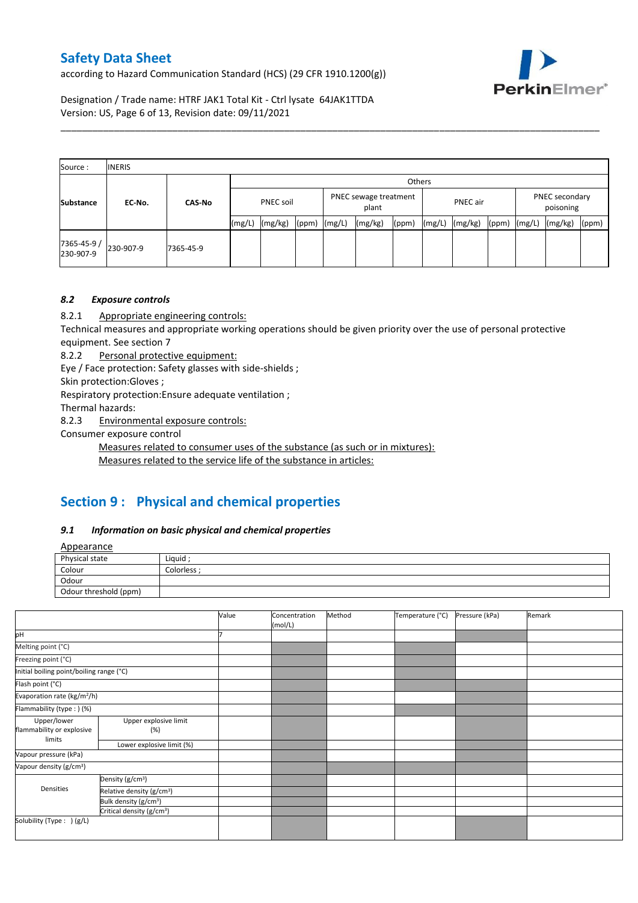| Source : | INERIS | | | | | | | | | | | | | | |
|---|---|---|---|---|---|---|---|---|---|---|---|---|---|---|---|
| Substance | EC-No. | CAS-No | Others | | | | | | | | | | | | |
| | | | PNEC soil | | | PNEC sewage treatment plant | | | PNEC air | | | PNEC secondary poisoning | | | |
| | | | (mg/L) | (mg/kg) | (ppm) | (mg/L) | (mg/kg) | (ppm) | (mg/L) | (mg/kg) | (ppm) | (mg/L) | (mg/kg) | (ppm) | |
| 7365-45-9 / 230-907-9 | 230-907-9 | 7365-45-9 | | | | | | | | | | | | | |

### *8.2 Exposure controls*

8.2.1 Appropriate engineering controls:

Technical measures and appropriate working operations should be given priority over the use of personal protective equipment. See section 7

8.2.2 Personal protective equipment:

Eye / Face protection: Safety glasses with side-shields ;

Skin protection:Gloves ;

Respiratory protection:Ensure adequate ventilation ;

Thermal hazards:

8.2.3 Environmental exposure controls:

Consumer exposure control

Measures related to consumer uses of the substance (as such or in mixtures):

Measures related to the service life of the substance in articles:

## Section 9 : Physical and chemical properties

### *9.1 Information on basic physical and chemical properties*

Appearance

| | |
|---|---|
| Physical state | Liquid ; |
| Colour | Colorless ; |
| Odour | |
| Odour threshold (ppm) | |

| | | Value | Concentration (mol/L) | Method | Temperature (°C) | Pressure (kPa) | Remark |
|---|---|---|---|---|---|---|---|
| pH | | 7 | | | | | |
| Melting point (°C) | | | | | | | |
| Freezing point (°C) | | | | | | | |
| Initial boiling point/boiling range (°C) | | | | | | | |
| Flash point (°C) | | | | | | | |
| Evaporation rate (kg/m²/h) | | | | | | | |
| Flammability (type : ) (%) | | | | | | | |
| Upper/lower flammability or explosive limits | Upper explosive limit (%) | | | | | | |
| | Lower explosive limit (%) | | | | | | |
| Vapour pressure (kPa) | | | | | | | |
| Vapour density (g/cm³) | | | | | | | |
| Densities | Density (g/cm³) | | | | | | |
| | Relative density (g/cm³) | | | | | | |
| | Bulk density (g/cm³) | | | | | | |
| | Critical density (g/cm³) | | | | | | |
| Solubility (Type : ) (g/L) | | | | | | | |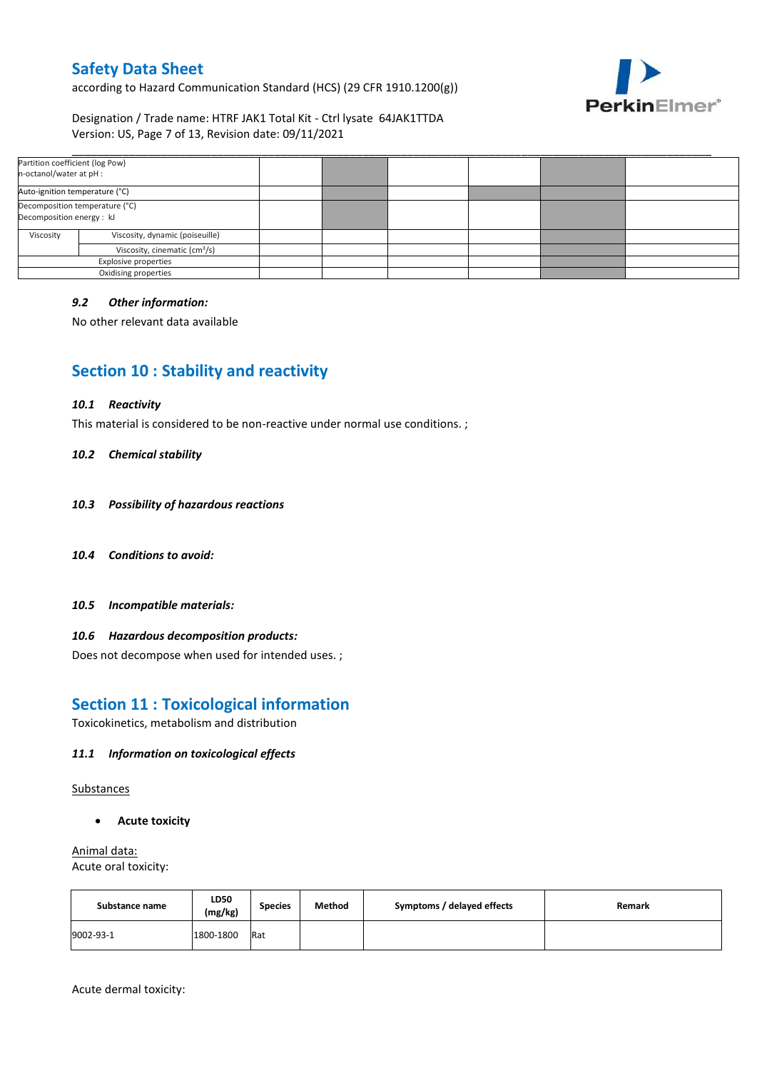| | | | | | | | |
|---|---|---|---|---|---|---|---|
| Partition coefficient (log Pow) n-octanol/water at pH : | | | | | | | |
| Auto-ignition temperature (°C) | | | | | | | |
| Decomposition temperature (°C) Decomposition energy : kJ | | | | | | | |
| Viscosity | Viscosity, dynamic (poiseuille) | | | | | | |
| | Viscosity, cinematic (cm³/s) | | | | | | |
| Explosive properties | | | | | | | |
| Oxidising properties | | | | | | | |

### *9.2 Other information:*

No other relevant data available

## Section 10 : Stability and reactivity

### *10.1 Reactivity*

This material is considered to be non-reactive under normal use conditions. ;

### *10.2 Chemical stability*

### *10.3 Possibility of hazardous reactions*

### *10.4 Conditions to avoid:*

### *10.5 Incompatible materials:*

### *10.6 Hazardous decomposition products:*

Does not decompose when used for intended uses. ;

## Section 11 : Toxicological information

Toxicokinetics, metabolism and distribution

### *11.1 Information on toxicological effects*

Substances

- **Acute toxicity**

Animal data:

Acute oral toxicity:

| Substance name | LD50 (mg/kg) | Species | Method | Symptoms / delayed effects | Remark |
|---|---|---|---|---|---|
| 9002-93-1 | 1800-1800 | Rat | | | |

Acute dermal toxicity: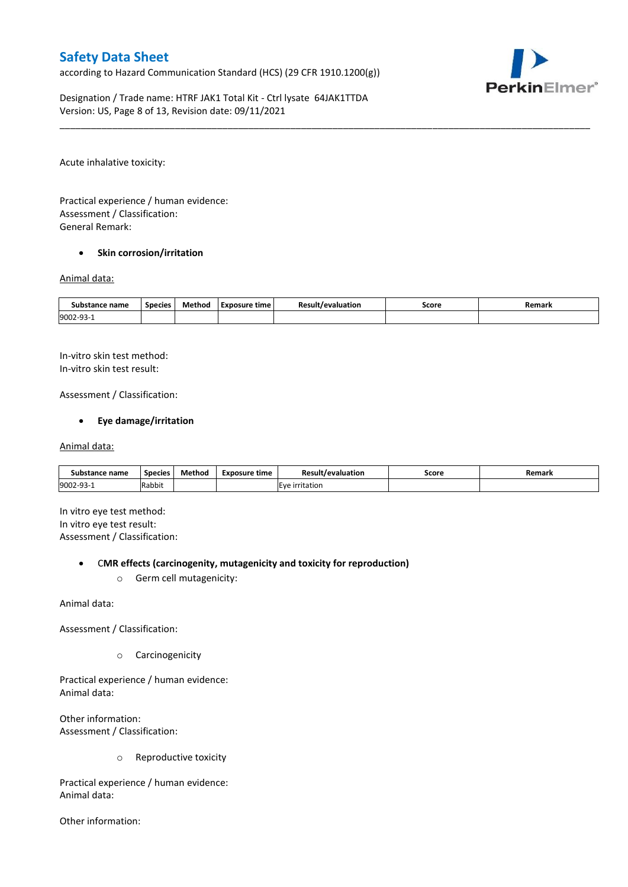Acute inhalative toxicity:

Practical experience / human evidence:
Assessment / Classification:
General Remark:

- **Skin corrosion/irritation**

Animal data:

| Substance name | Species | Method | Exposure time | Result/evaluation | Score | Remark |
|---|---|---|---|---|---|---|
| 9002-93-1 | | | | | | |

In-vitro skin test method:
In-vitro skin test result:

Assessment / Classification:

- **Eye damage/irritation**

Animal data:

| Substance name | Species | Method | Exposure time | Result/evaluation | Score | Remark |
|---|---|---|---|---|---|---|
| 9002-93-1 | Rabbit | | | Eye irritation | | |

In vitro eye test method:
In vitro eye test result:
Assessment / Classification:

- **CMR effects (carcinogenity, mutagenicity and toxicity for reproduction)**
  - Germ cell mutagenicity:

Animal data:

Assessment / Classification:

  - Carcinogenicity

Practical experience / human evidence:
Animal data:

Other information:
Assessment / Classification:

  - Reproductive toxicity

Practical experience / human evidence:
Animal data:

Other information: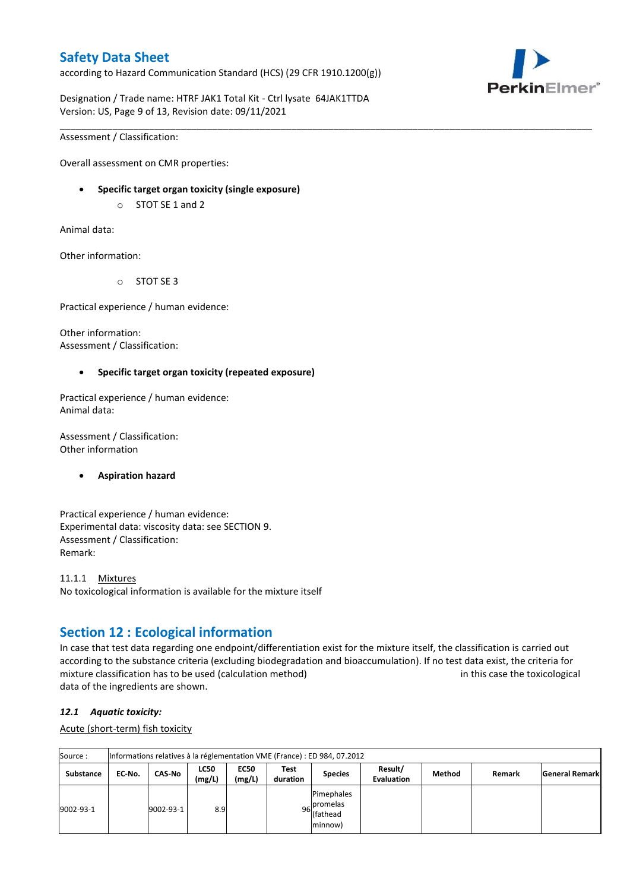Assessment / Classification:

Overall assessment on CMR properties:

- **Specific target organ toxicity (single exposure)**
    - STOT SE 1 and 2

Animal data:

Other information:

- STOT SE 3

Practical experience / human evidence:

Other information:
Assessment / Classification:

- **Specific target organ toxicity (repeated exposure)**

Practical experience / human evidence:
Animal data:

Assessment / Classification:
Other information

- **Aspiration hazard**

Practical experience / human evidence:
Experimental data: viscosity data: see SECTION 9.
Assessment / Classification:
Remark:

11.1.1 Mixtures
No toxicological information is available for the mixture itself

## Section 12 : Ecological information

In case that test data regarding one endpoint/differentiation exist for the mixture itself, the classification is carried out according to the substance criteria (excluding biodegradation and bioaccumulation). If no test data exist, the criteria for mixture classification has to be used (calculation method) in this case the toxicological data of the ingredients are shown.

### *12.1 Aquatic toxicity:*

Acute (short-term) fish toxicity

| Source : | Informations relatives à la réglementation VME (France) : ED 984, 07.2012 | | | | | | | | | |
|---|---|---|---|---|---|---|---|---|---|---|
| **Substance** | **EC-No.** | **CAS-No** | **LC50 (mg/L)** | **EC50 (mg/L)** | **Test duration** | **Species** | **Result/ Evaluation** | **Method** | **Remark** | **General Remark** |
| 9002-93-1 | | 9002-93-1 | 8.9 | | 96 | Pimephales promelas (fathead minnow) | | | | |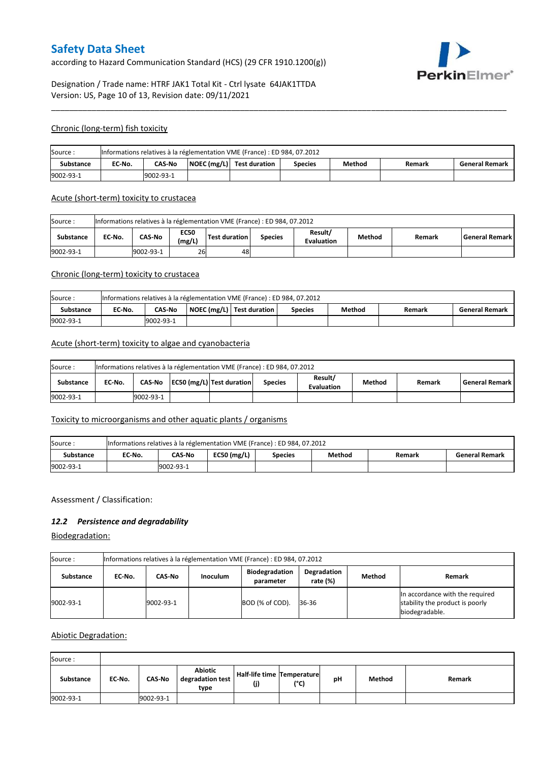#### Chronic (long-term) fish toxicity

| Source : | Informations relatives à la réglementation VME (France) : ED 984, 07.2012 | | | | | | | |
|---|---|---|---|---|---|---|---|---|
| **Substance** | **EC-No.** | **CAS-No** | **NOEC (mg/L)** | **Test duration** | **Species** | **Method** | **Remark** | **General Remark** |
| 9002-93-1 | | 9002-93-1 | | | | | | |

#### Acute (short-term) toxicity to crustacea

| Source : | Informations relatives à la réglementation VME (France) : ED 984, 07.2012 | | | | | | | | |
|---|---|---|---|---|---|---|---|---|---|
| **Substance** | **EC-No.** | **CAS-No** | **EC50 (mg/L)** | **Test duration** | **Species** | **Result/ Evaluation** | **Method** | **Remark** | **General Remark** |
| 9002-93-1 | | 9002-93-1 | 26 | 48 | | | | | |

#### Chronic (long-term) toxicity to crustacea

| Source : | Informations relatives à la réglementation VME (France) : ED 984, 07.2012 | | | | | | | |
|---|---|---|---|---|---|---|---|---|
| **Substance** | **EC-No.** | **CAS-No** | **NOEC (mg/L)** | **Test duration** | **Species** | **Method** | **Remark** | **General Remark** |
| 9002-93-1 | | 9002-93-1 | | | | | | |

#### Acute (short-term) toxicity to algae and cyanobacteria

| Source : | Informations relatives à la réglementation VME (France) : ED 984, 07.2012 | | | | | | | | |
|---|---|---|---|---|---|---|---|---|---|
| **Substance** | **EC-No.** | **CAS-No** | **EC50 (mg/L)** | **Test duration** | **Species** | **Result/ Evaluation** | **Method** | **Remark** | **General Remark** |
| 9002-93-1 | | 9002-93-1 | | | | | | | |

#### Toxicity to microorganisms and other aquatic plants / organisms

| Source : | Informations relatives à la réglementation VME (France) : ED 984, 07.2012 | | | | | | |
|---|---|---|---|---|---|---|---|
| **Substance** | **EC-No.** | **CAS-No** | **EC50 (mg/L)** | **Species** | **Method** | **Remark** | **General Remark** |
| 9002-93-1 | | 9002-93-1 | | | | | |

Assessment / Classification:

### *12.2 Persistence and degradability*

#### Biodegradation:

| Source : | Informations relatives à la réglementation VME (France) : ED 984, 07.2012 | | | | | | |
|---|---|---|---|---|---|---|---|
| **Substance** | **EC-No.** | **CAS-No** | **Inoculum** | **Biodegradation parameter** | **Degradation rate (%)** | **Method** | **Remark** |
| 9002-93-1 | | 9002-93-1 | | BOD (% of COD). | 36-36 | | In accordance with the required stability the product is poorly biodegradable. |

#### Abiotic Degradation:

| Source : | | | | | | | | |
|---|---|---|---|---|---|---|---|---|
| **Substance** | **EC-No.** | **CAS-No** | **Abiotic degradation test type** | **Half-life time (j)** | **Temperature (°C)** | **pH** | **Method** | **Remark** |
| 9002-93-1 | | 9002-93-1 | | | | | | |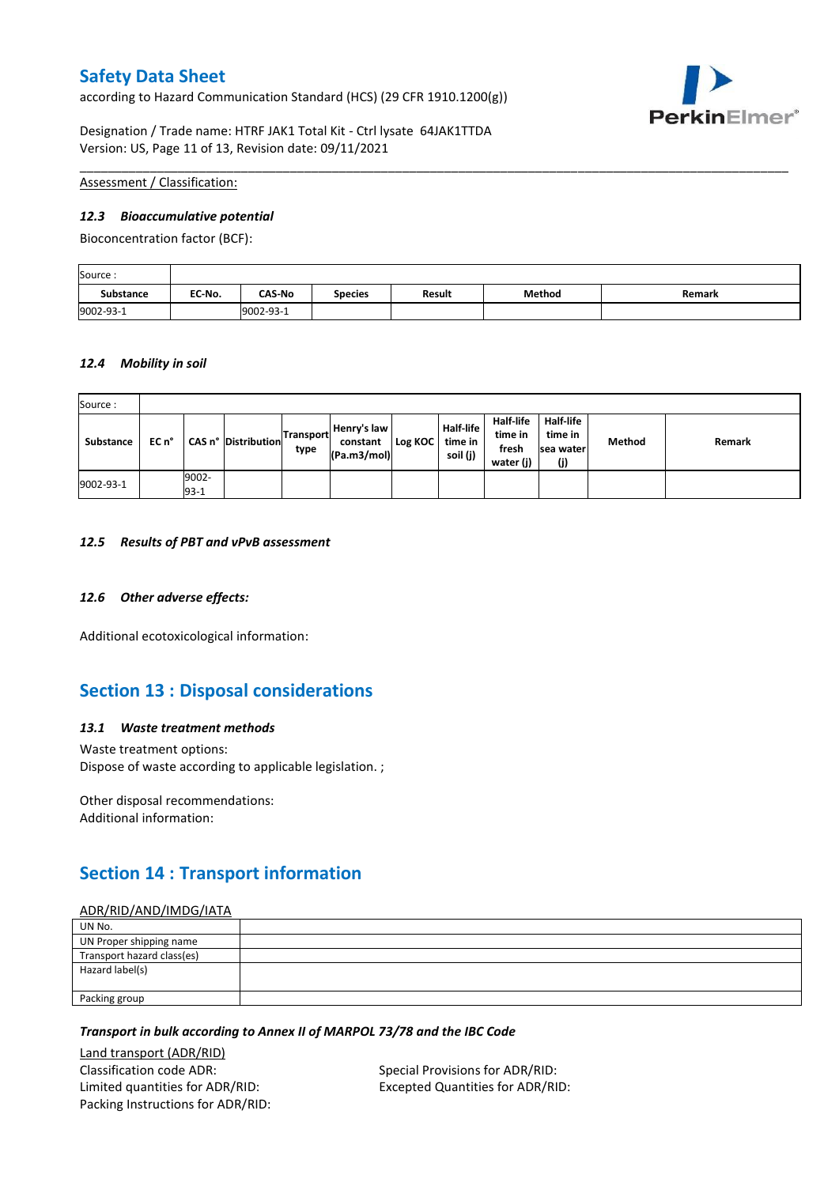Assessment / Classification:

#### 12.3 Bioaccumulative potential

Bioconcentration factor (BCF):

| Source : | | | | | | |
|---|---|---|---|---|---|---|
| **Substance** | **EC-No.** | **CAS-No** | **Species** | **Result** | **Method** | **Remark** |
| 9002-93-1 | | 9002-93-1 | | | | |

#### 12.4 Mobility in soil

| Source : | | | | | | | | | | | |
|---|---|---|---|---|---|---|---|---|---|---|---|
| **Substance** | **EC n°** | **CAS n°** | **Distribution** | **Transport type** | **Henry's law constant (Pa.m3/mol)** | **Log KOC** | **Half-life time in soil (j)** | **Half-life time in fresh water (j)** | **Half-life time in sea water (j)** | **Method** | **Remark** |
| 9002-93-1 | | 9002-93-1 | | | | | | | | | |

#### 12.5 Results of PBT and vPvB assessment

#### 12.6 Other adverse effects:

Additional ecotoxicological information:

## Section 13 : Disposal considerations

#### 13.1 Waste treatment methods

Waste treatment options:
Dispose of waste according to applicable legislation. ;

Other disposal recommendations:
Additional information:

## Section 14 : Transport information

ADR/RID/AND/IMDG/IATA

| | |
|---|---|
| UN No. | |
| UN Proper shipping name | |
| Transport hazard class(es) | |
| Hazard label(s) | |
| Packing group | |

*Transport in bulk according to Annex II of MARPOL 73/78 and the IBC Code*

Land transport (ADR/RID)

Classification code ADR:
Limited quantities for ADR/RID:
Packing Instructions for ADR/RID:
Special Provisions for ADR/RID:
Excepted Quantities for ADR/RID: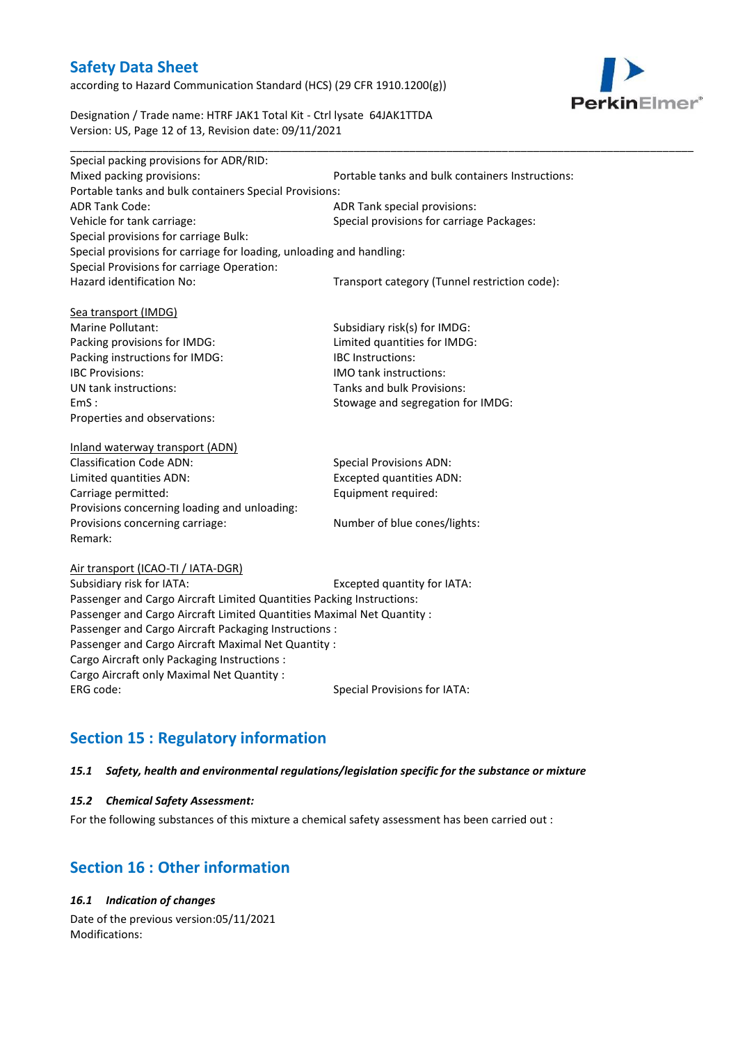Special packing provisions for ADR/RID:
Mixed packing provisions: Portable tanks and bulk containers Instructions:
Portable tanks and bulk containers Special Provisions:
ADR Tank Code: ADR Tank special provisions:
Vehicle for tank carriage: Special provisions for carriage Packages:
Special provisions for carriage Bulk:
Special provisions for carriage for loading, unloading and handling:
Special Provisions for carriage Operation:
Hazard identification No: Transport category (Tunnel restriction code):

Sea transport (IMDG)
Marine Pollutant: Subsidiary risk(s) for IMDG:
Packing provisions for IMDG: Limited quantities for IMDG:
Packing instructions for IMDG: IBC Instructions:
IBC Provisions: IMO tank instructions:
UN tank instructions: Tanks and bulk Provisions:
EmS : Stowage and segregation for IMDG:
Properties and observations:

Inland waterway transport (ADN)
Classification Code ADN: Special Provisions ADN:
Limited quantities ADN: Excepted quantities ADN:
Carriage permitted: Equipment required:
Provisions concerning loading and unloading:
Provisions concerning carriage: Number of blue cones/lights:
Remark:

Air transport (ICAO-TI / IATA-DGR)
Subsidiary risk for IATA: Excepted quantity for IATA:
Passenger and Cargo Aircraft Limited Quantities Packing Instructions:
Passenger and Cargo Aircraft Limited Quantities Maximal Net Quantity :
Passenger and Cargo Aircraft Packaging Instructions :
Passenger and Cargo Aircraft Maximal Net Quantity :
Cargo Aircraft only Packaging Instructions :
Cargo Aircraft only Maximal Net Quantity :
ERG code: Special Provisions for IATA:

## Section 15 : Regulatory information

***15.1 Safety, health and environmental regulations/legislation specific for the substance or mixture***

***15.2 Chemical Safety Assessment:***

For the following substances of this mixture a chemical safety assessment has been carried out :

## Section 16 : Other information

***16.1 Indication of changes***

Date of the previous version:05/11/2021
Modifications: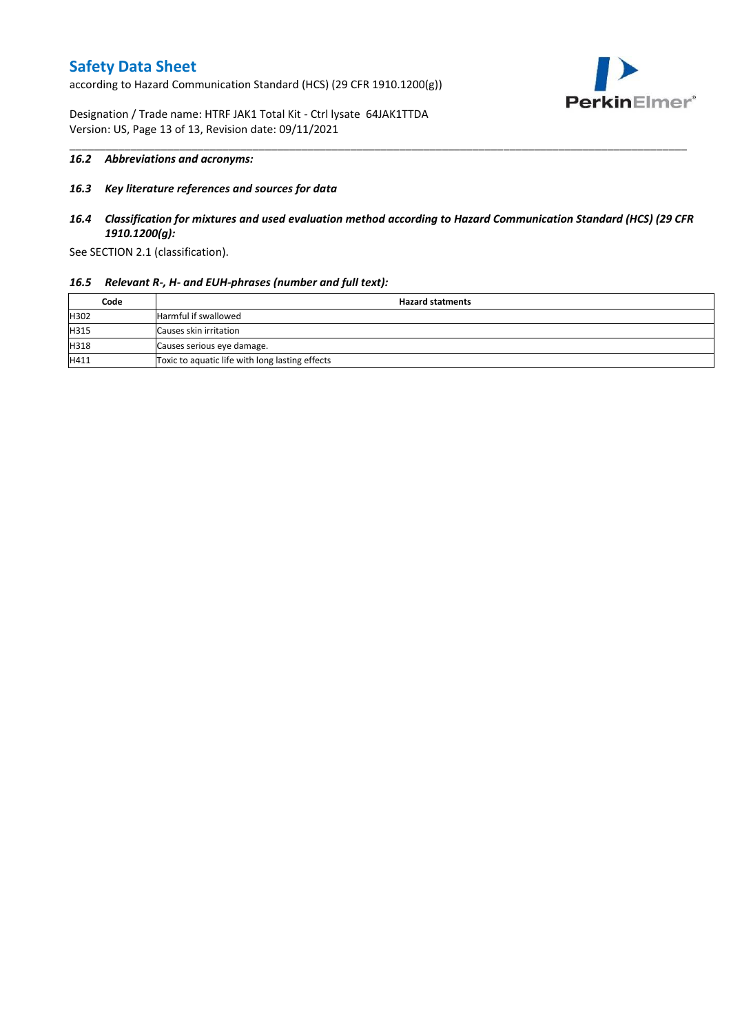### *16.2 Abbreviations and acronyms:*

### *16.3 Key literature references and sources for data*

### *16.4 Classification for mixtures and used evaluation method according to Hazard Communication Standard (HCS) (29 CFR 1910.1200(g):*

See SECTION 2.1 (classification).

### *16.5 Relevant R-, H- and EUH-phrases (number and full text):*

| Code | Hazard statments |
|---|---|
| H302 | Harmful if swallowed |
| H315 | Causes skin irritation |
| H318 | Causes serious eye damage. |
| H411 | Toxic to aquatic life with long lasting effects |